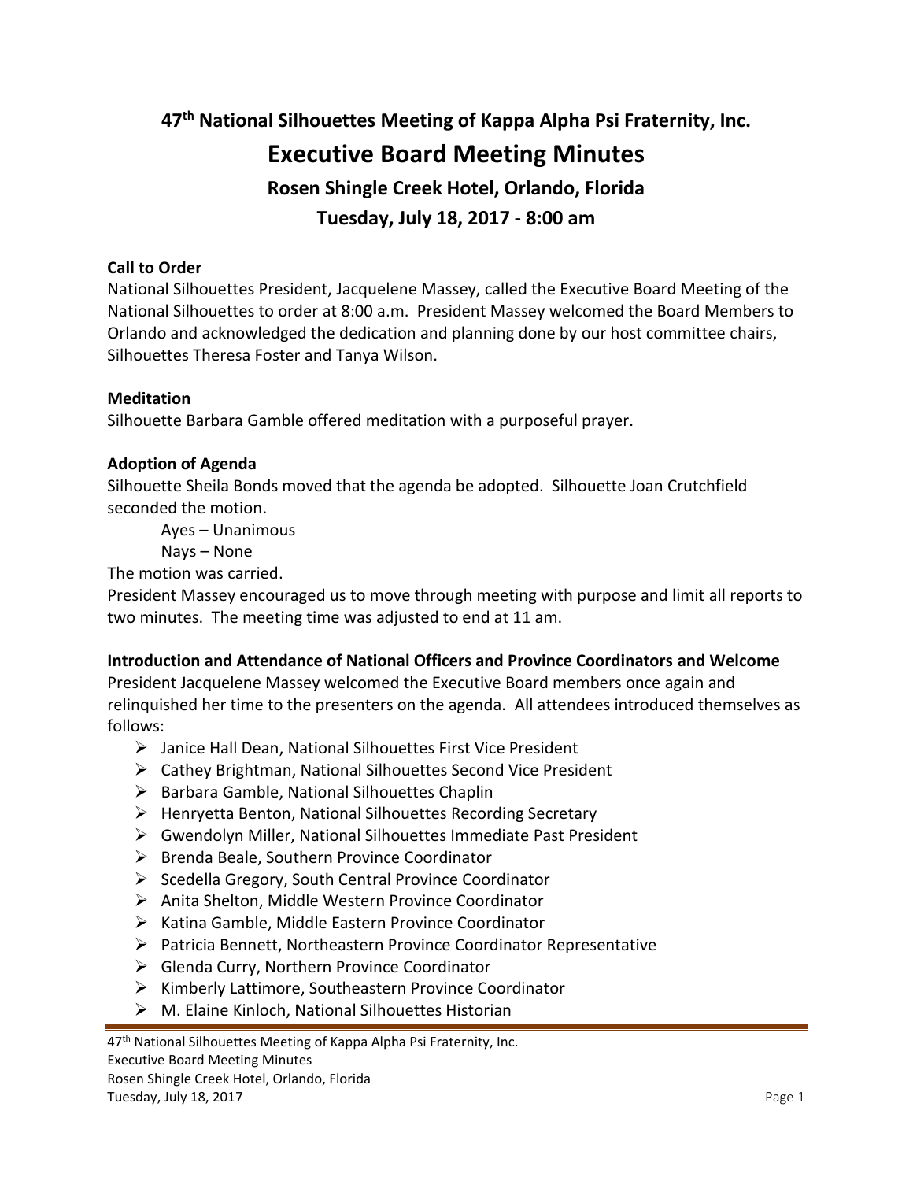# 47th National Silhouettes Meeting of Kappa Alpha Psi Fraternity, Inc.

# Executive Board Meeting Minutes

## Rosen Shingle Creek Hotel, Orlando, Florida

## Tuesday, July 18, 2017 - 8:00 am

**Call to Order**

National Silhouettes President, Jacquelene Massey, called the Executive Board Meeting of the National Silhouettes to order at 8:00 a.m. President Massey welcomed the Board Members to Orlando and acknowledged the dedication and planning done by our host committee chairs, Silhouettes Theresa Foster and Tanya Wilson.

**Meditation**

Silhouette Barbara Gamble offered meditation with a purposeful prayer.

**Adoption of Agenda**

Silhouette Sheila Bonds moved that the agenda be adopted. Silhouette Joan Crutchfield seconded the motion.

Ayes – Unanimous

Nays – None

The motion was carried.

President Massey encouraged us to move through meeting with purpose and limit all reports to two minutes. The meeting time was adjusted to end at 11 am.

**Introduction and Attendance of National Officers and Province Coordinators and Welcome**

President Jacquelene Massey welcomed the Executive Board members once again and relinquished her time to the presenters on the agenda. All attendees introduced themselves as follows:

- Janice Hall Dean, National Silhouettes First Vice President
- Cathey Brightman, National Silhouettes Second Vice President
- Barbara Gamble, National Silhouettes Chaplin
- Henryetta Benton, National Silhouettes Recording Secretary
- Gwendolyn Miller, National Silhouettes Immediate Past President
- Brenda Beale, Southern Province Coordinator
- Scedella Gregory, South Central Province Coordinator
- Anita Shelton, Middle Western Province Coordinator
- Katina Gamble, Middle Eastern Province Coordinator
- Patricia Bennett, Northeastern Province Coordinator Representative
- Glenda Curry, Northern Province Coordinator
- Kimberly Lattimore, Southeastern Province Coordinator
- M. Elaine Kinloch, National Silhouettes Historian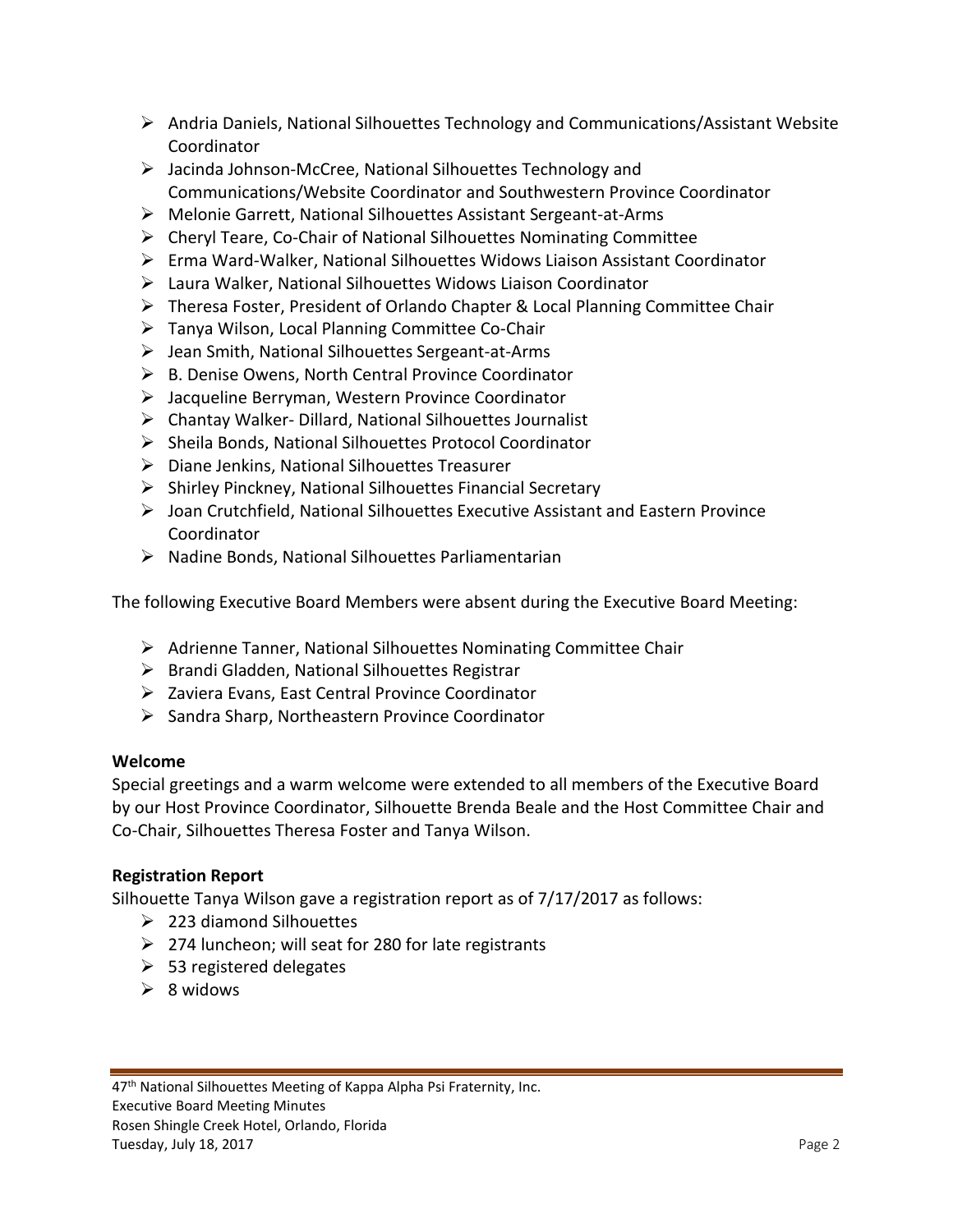- Andria Daniels, National Silhouettes Technology and Communications/Assistant Website Coordinator
- Jacinda Johnson-McCree, National Silhouettes Technology and Communications/Website Coordinator and Southwestern Province Coordinator
- Melonie Garrett, National Silhouettes Assistant Sergeant-at-Arms
- Cheryl Teare, Co-Chair of National Silhouettes Nominating Committee
- Erma Ward-Walker, National Silhouettes Widows Liaison Assistant Coordinator
- Laura Walker, National Silhouettes Widows Liaison Coordinator
- Theresa Foster, President of Orlando Chapter & Local Planning Committee Chair
- Tanya Wilson, Local Planning Committee Co-Chair
- Jean Smith, National Silhouettes Sergeant-at-Arms
- B. Denise Owens, North Central Province Coordinator
- Jacqueline Berryman, Western Province Coordinator
- Chantay Walker- Dillard, National Silhouettes Journalist
- Sheila Bonds, National Silhouettes Protocol Coordinator
- Diane Jenkins, National Silhouettes Treasurer
- Shirley Pinckney, National Silhouettes Financial Secretary
- Joan Crutchfield, National Silhouettes Executive Assistant and Eastern Province Coordinator
- Nadine Bonds, National Silhouettes Parliamentarian

The following Executive Board Members were absent during the Executive Board Meeting:

- Adrienne Tanner, National Silhouettes Nominating Committee Chair
- Brandi Gladden, National Silhouettes Registrar
- Zaviera Evans, East Central Province Coordinator
- Sandra Sharp, Northeastern Province Coordinator

**Welcome**

Special greetings and a warm welcome were extended to all members of the Executive Board by our Host Province Coordinator, Silhouette Brenda Beale and the Host Committee Chair and Co-Chair, Silhouettes Theresa Foster and Tanya Wilson.

**Registration Report**

Silhouette Tanya Wilson gave a registration report as of 7/17/2017 as follows:

- 223 diamond Silhouettes
- 274 luncheon; will seat for 280 for late registrants
- 53 registered delegates
- 8 widows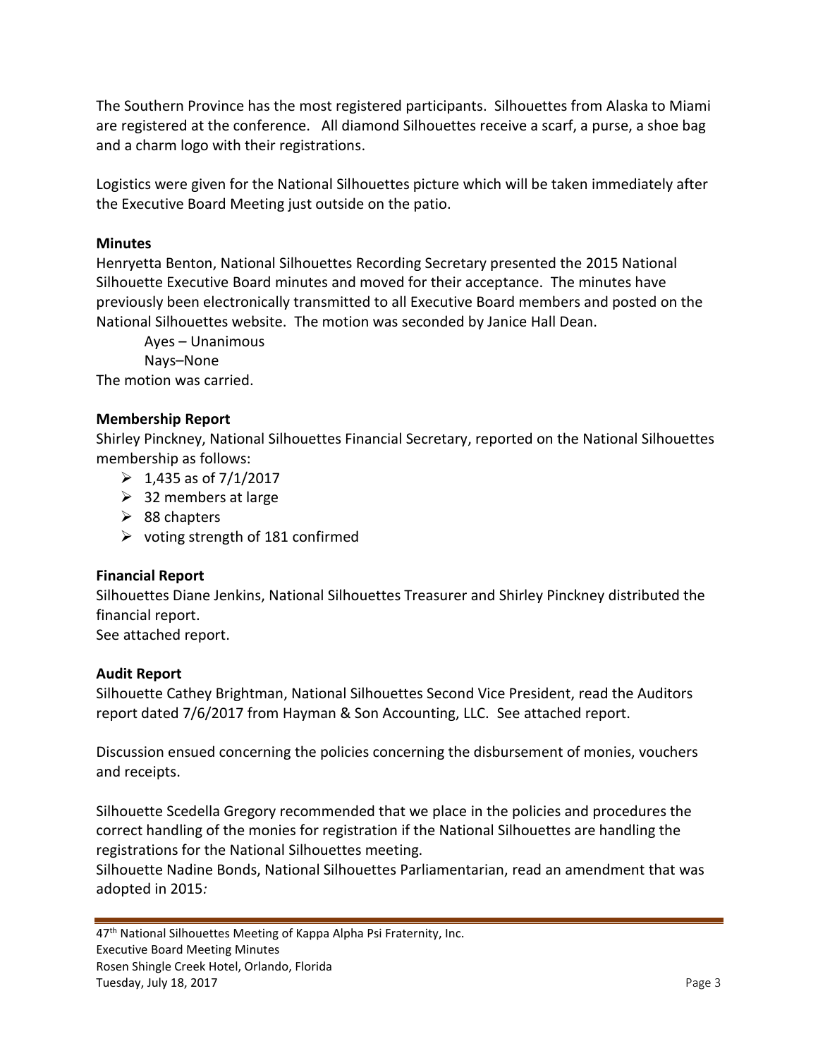The Southern Province has the most registered participants. Silhouettes from Alaska to Miami are registered at the conference. All diamond Silhouettes receive a scarf, a purse, a shoe bag and a charm logo with their registrations.

Logistics were given for the National Silhouettes picture which will be taken immediately after the Executive Board Meeting just outside on the patio.

**Minutes**

Henryetta Benton, National Silhouettes Recording Secretary presented the 2015 National Silhouette Executive Board minutes and moved for their acceptance. The minutes have previously been electronically transmitted to all Executive Board members and posted on the National Silhouettes website. The motion was seconded by Janice Hall Dean.

Ayes – Unanimous
Nays–None

The motion was carried.

**Membership Report**

Shirley Pinckney, National Silhouettes Financial Secretary, reported on the National Silhouettes membership as follows:

- 1,435 as of 7/1/2017
- 32 members at large
- 88 chapters
- voting strength of 181 confirmed

**Financial Report**

Silhouettes Diane Jenkins, National Silhouettes Treasurer and Shirley Pinckney distributed the financial report.
See attached report.

**Audit Report**

Silhouette Cathey Brightman, National Silhouettes Second Vice President, read the Auditors report dated 7/6/2017 from Hayman & Son Accounting, LLC. See attached report.

Discussion ensued concerning the policies concerning the disbursement of monies, vouchers and receipts.

Silhouette Scedella Gregory recommended that we place in the policies and procedures the correct handling of the monies for registration if the National Silhouettes are handling the registrations for the National Silhouettes meeting.
Silhouette Nadine Bonds, National Silhouettes Parliamentarian, read an amendment that was adopted in 2015*:*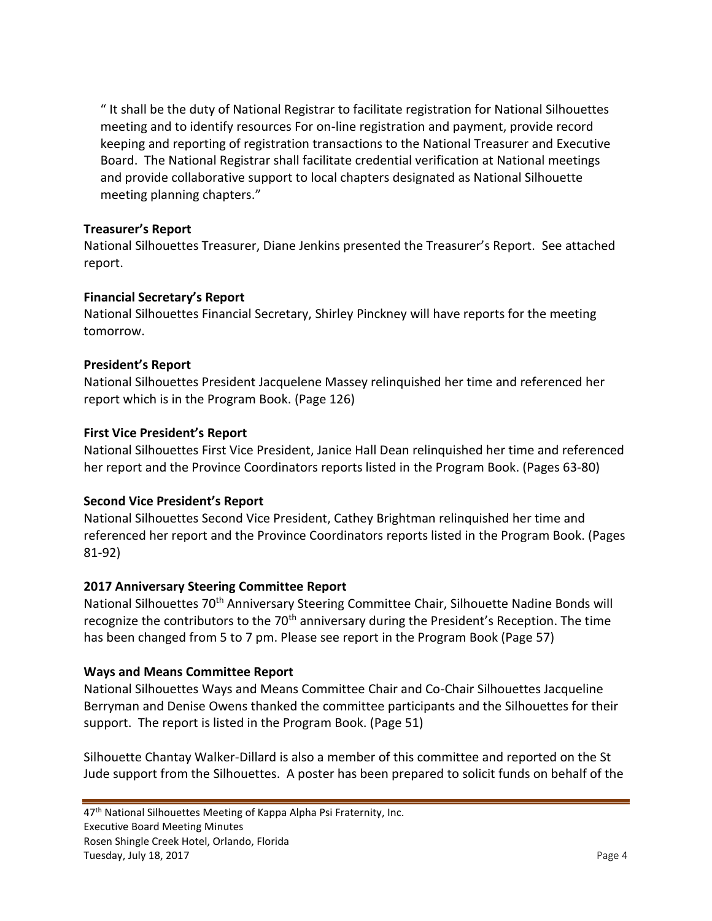" It shall be the duty of National Registrar to facilitate registration for National Silhouettes meeting and to identify resources For on-line registration and payment, provide record keeping and reporting of registration transactions to the National Treasurer and Executive Board. The National Registrar shall facilitate credential verification at National meetings and provide collaborative support to local chapters designated as National Silhouette meeting planning chapters."

**Treasurer's Report**

National Silhouettes Treasurer, Diane Jenkins presented the Treasurer's Report. See attached report.

**Financial Secretary's Report**

National Silhouettes Financial Secretary, Shirley Pinckney will have reports for the meeting tomorrow.

**President's Report**

National Silhouettes President Jacquelene Massey relinquished her time and referenced her report which is in the Program Book. (Page 126)

**First Vice President's Report**

National Silhouettes First Vice President, Janice Hall Dean relinquished her time and referenced her report and the Province Coordinators reports listed in the Program Book. (Pages 63-80)

**Second Vice President's Report**

National Silhouettes Second Vice President, Cathey Brightman relinquished her time and referenced her report and the Province Coordinators reports listed in the Program Book. (Pages 81-92)

**2017 Anniversary Steering Committee Report**

National Silhouettes 70th Anniversary Steering Committee Chair, Silhouette Nadine Bonds will recognize the contributors to the 70th anniversary during the President's Reception. The time has been changed from 5 to 7 pm. Please see report in the Program Book (Page 57)

**Ways and Means Committee Report**

National Silhouettes Ways and Means Committee Chair and Co-Chair Silhouettes Jacqueline Berryman and Denise Owens thanked the committee participants and the Silhouettes for their support. The report is listed in the Program Book. (Page 51)

Silhouette Chantay Walker-Dillard is also a member of this committee and reported on the St Jude support from the Silhouettes. A poster has been prepared to solicit funds on behalf of the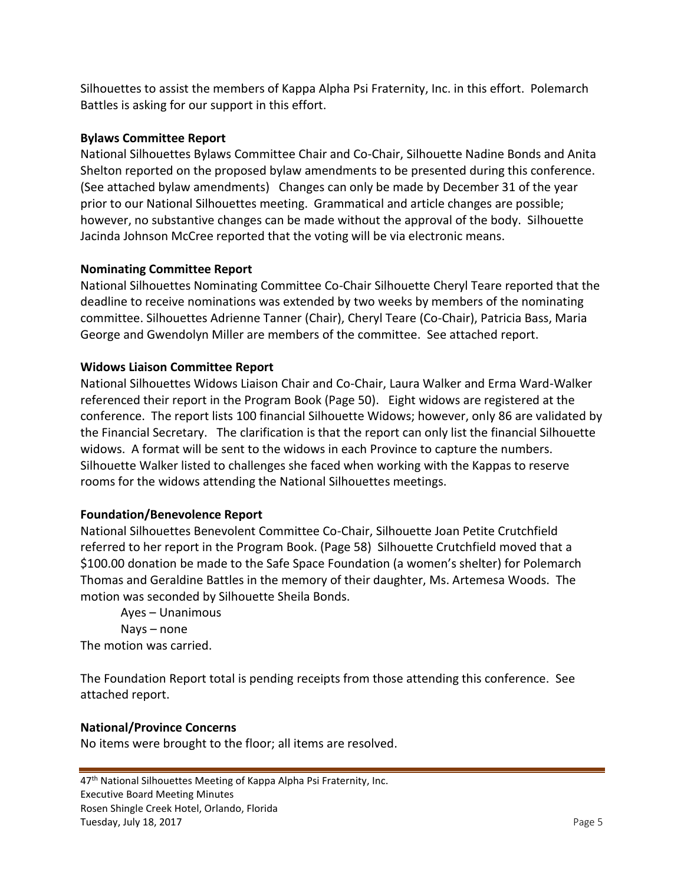Silhouettes to assist the members of Kappa Alpha Psi Fraternity, Inc. in this effort. Polemarch Battles is asking for our support in this effort.

**Bylaws Committee Report**

National Silhouettes Bylaws Committee Chair and Co-Chair, Silhouette Nadine Bonds and Anita Shelton reported on the proposed bylaw amendments to be presented during this conference. (See attached bylaw amendments) Changes can only be made by December 31 of the year prior to our National Silhouettes meeting. Grammatical and article changes are possible; however, no substantive changes can be made without the approval of the body. Silhouette Jacinda Johnson McCree reported that the voting will be via electronic means.

**Nominating Committee Report**

National Silhouettes Nominating Committee Co-Chair Silhouette Cheryl Teare reported that the deadline to receive nominations was extended by two weeks by members of the nominating committee. Silhouettes Adrienne Tanner (Chair), Cheryl Teare (Co-Chair), Patricia Bass, Maria George and Gwendolyn Miller are members of the committee. See attached report.

**Widows Liaison Committee Report**

National Silhouettes Widows Liaison Chair and Co-Chair, Laura Walker and Erma Ward-Walker referenced their report in the Program Book (Page 50). Eight widows are registered at the conference. The report lists 100 financial Silhouette Widows; however, only 86 are validated by the Financial Secretary. The clarification is that the report can only list the financial Silhouette widows. A format will be sent to the widows in each Province to capture the numbers. Silhouette Walker listed to challenges she faced when working with the Kappas to reserve rooms for the widows attending the National Silhouettes meetings.

**Foundation/Benevolence Report**

National Silhouettes Benevolent Committee Co-Chair, Silhouette Joan Petite Crutchfield referred to her report in the Program Book. (Page 58) Silhouette Crutchfield moved that a $100.00 donation be made to the Safe Space Foundation (a women's shelter) for Polemarch Thomas and Geraldine Battles in the memory of their daughter, Ms. Artemesa Woods. The motion was seconded by Silhouette Sheila Bonds.

Ayes – Unanimous
Nays – none

The motion was carried.

The Foundation Report total is pending receipts from those attending this conference. See attached report.

**National/Province Concerns**

No items were brought to the floor; all items are resolved.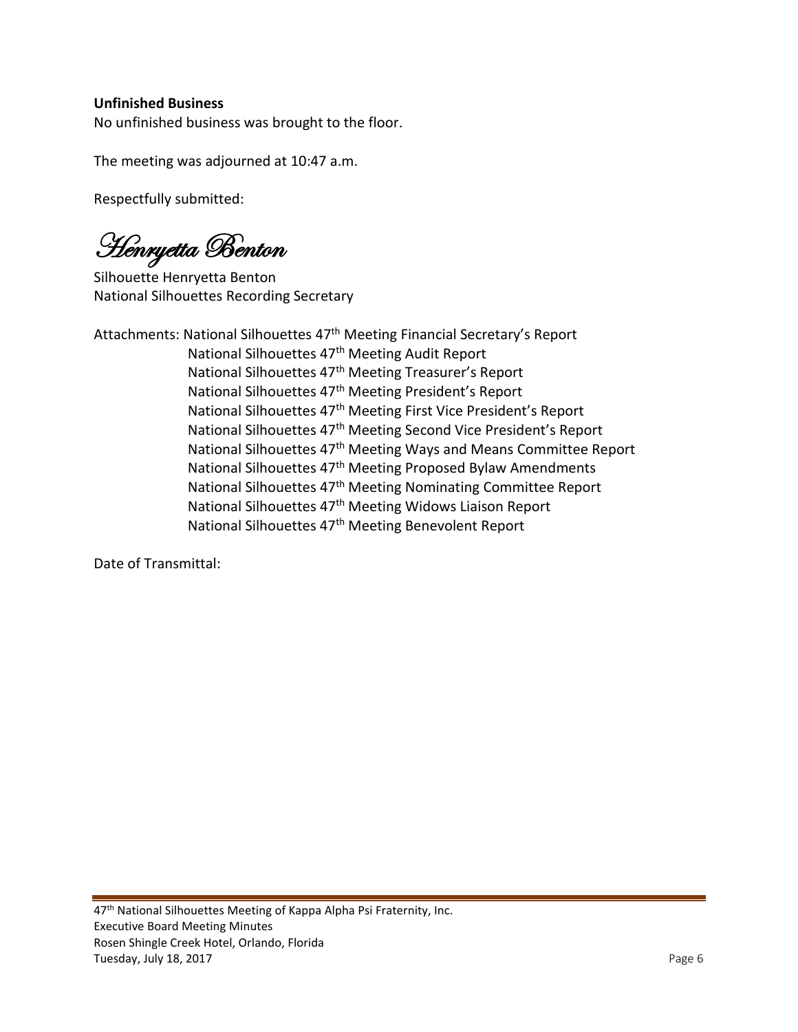**Unfinished Business**

No unfinished business was brought to the floor.

The meeting was adjourned at 10:47 a.m.

Respectfully submitted:

*Henryetta Benton*

Silhouette Henryetta Benton
National Silhouettes Recording Secretary

Attachments: National Silhouettes 47th Meeting Financial Secretary's Report
National Silhouettes 47th Meeting Audit Report
National Silhouettes 47th Meeting Treasurer's Report
National Silhouettes 47th Meeting President's Report
National Silhouettes 47th Meeting First Vice President's Report
National Silhouettes 47th Meeting Second Vice President's Report
National Silhouettes 47th Meeting Ways and Means Committee Report
National Silhouettes 47th Meeting Proposed Bylaw Amendments
National Silhouettes 47th Meeting Nominating Committee Report
National Silhouettes 47th Meeting Widows Liaison Report
National Silhouettes 47th Meeting Benevolent Report

Date of Transmittal: